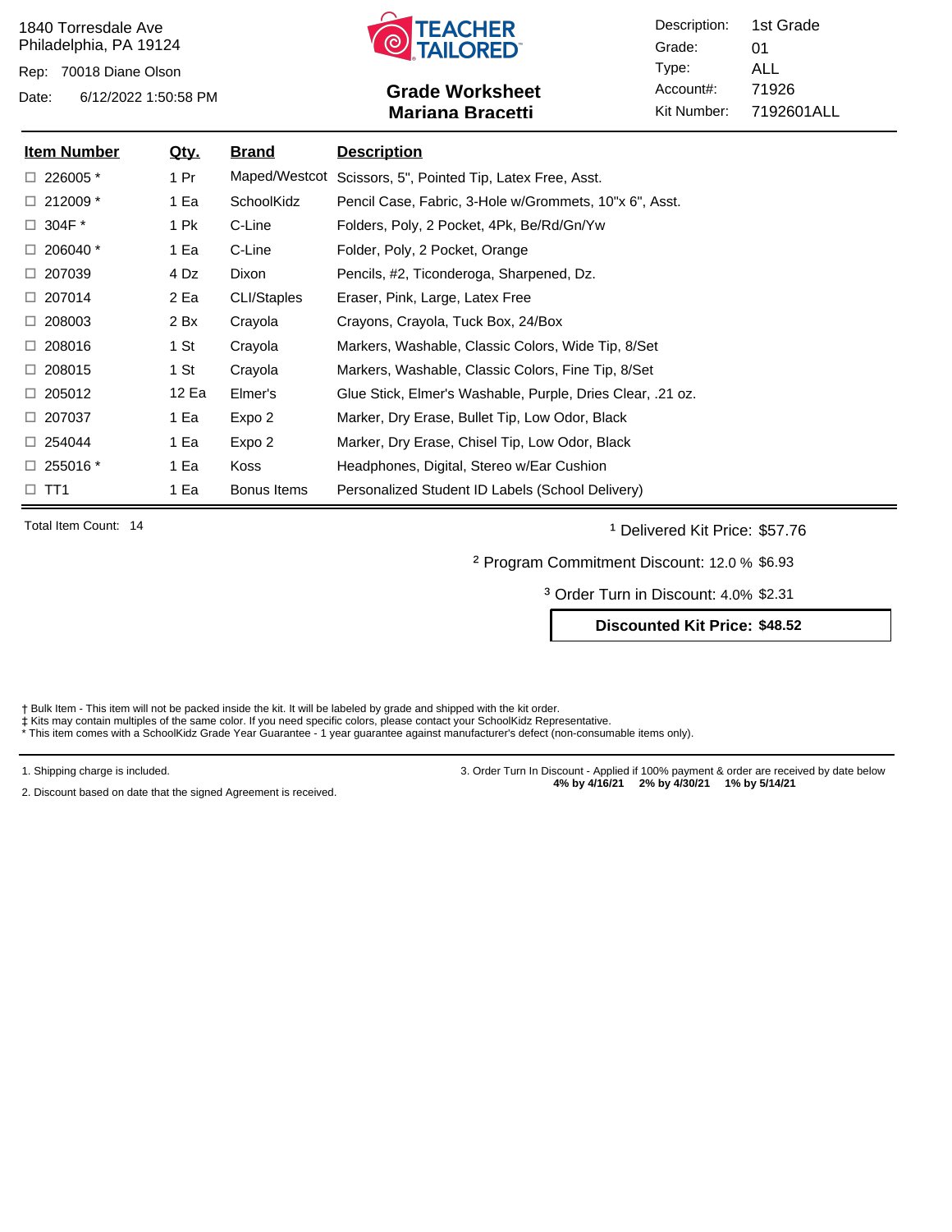1840 Torresdale Ave
Philadelphia, PA 19124

Rep: 70018 Diane Olson

Date: 6/12/2022 1:50:58 PM

TEACHER TAILORED

## Grade Worksheet
## Mariana Bracetti

Description: 1st Grade
Grade: 01
Type: ALL
Account#: 71926
Kit Number: 7192601ALL

| Item Number | Qty. | Brand | Description |
|---|---|---|---|
| ☐ 226005 * | 1 Pr | Maped/Westcot | Scissors, 5", Pointed Tip, Latex Free, Asst. |
| ☐ 212009 * | 1 Ea | SchoolKidz | Pencil Case, Fabric, 3-Hole w/Grommets, 10"x 6", Asst. |
| ☐ 304F * | 1 Pk | C-Line | Folders, Poly, 2 Pocket, 4Pk, Be/Rd/Gn/Yw |
| ☐ 206040 * | 1 Ea | C-Line | Folder, Poly, 2 Pocket, Orange |
| ☐ 207039 | 4 Dz | Dixon | Pencils, #2, Ticonderoga, Sharpened, Dz. |
| ☐ 207014 | 2 Ea | CLI/Staples | Eraser, Pink, Large, Latex Free |
| ☐ 208003 | 2 Bx | Crayola | Crayons, Crayola, Tuck Box, 24/Box |
| ☐ 208016 | 1 St | Crayola | Markers, Washable, Classic Colors, Wide Tip, 8/Set |
| ☐ 208015 | 1 St | Crayola | Markers, Washable, Classic Colors, Fine Tip, 8/Set |
| ☐ 205012 | 12 Ea | Elmer's | Glue Stick, Elmer's Washable, Purple, Dries Clear, .21 oz. |
| ☐ 207037 | 1 Ea | Expo 2 | Marker, Dry Erase, Bullet Tip, Low Odor, Black |
| ☐ 254044 | 1 Ea | Expo 2 | Marker, Dry Erase, Chisel Tip, Low Odor, Black |
| ☐ 255016 * | 1 Ea | Koss | Headphones, Digital, Stereo w/Ear Cushion |
| ☐ TT1 | 1 Ea | Bonus Items | Personalized Student ID Labels (School Delivery) |

Total Item Count: 14

[1] Delivered Kit Price: $57.76

[2] Program Commitment Discount: 12.0 % $6.93

[3] Order Turn in Discount: 4.0% $2.31

**Discounted Kit Price: $48.52**

† Bulk Item - This item will not be packed inside the kit. It will be labeled by grade and shipped with the kit order.
‡ Kits may contain multiples of the same color. If you need specific colors, please contact your SchoolKidz Representative.
* This item comes with a SchoolKidz Grade Year Guarantee - 1 year guarantee against manufacturer's defect (non-consumable items only).

1. Shipping charge is included.

2. Discount based on date that the signed Agreement is received.

3. Order Turn In Discount - Applied if 100% payment & order are received by date below
**4% by 4/16/21 2% by 4/30/21 1% by 5/14/21**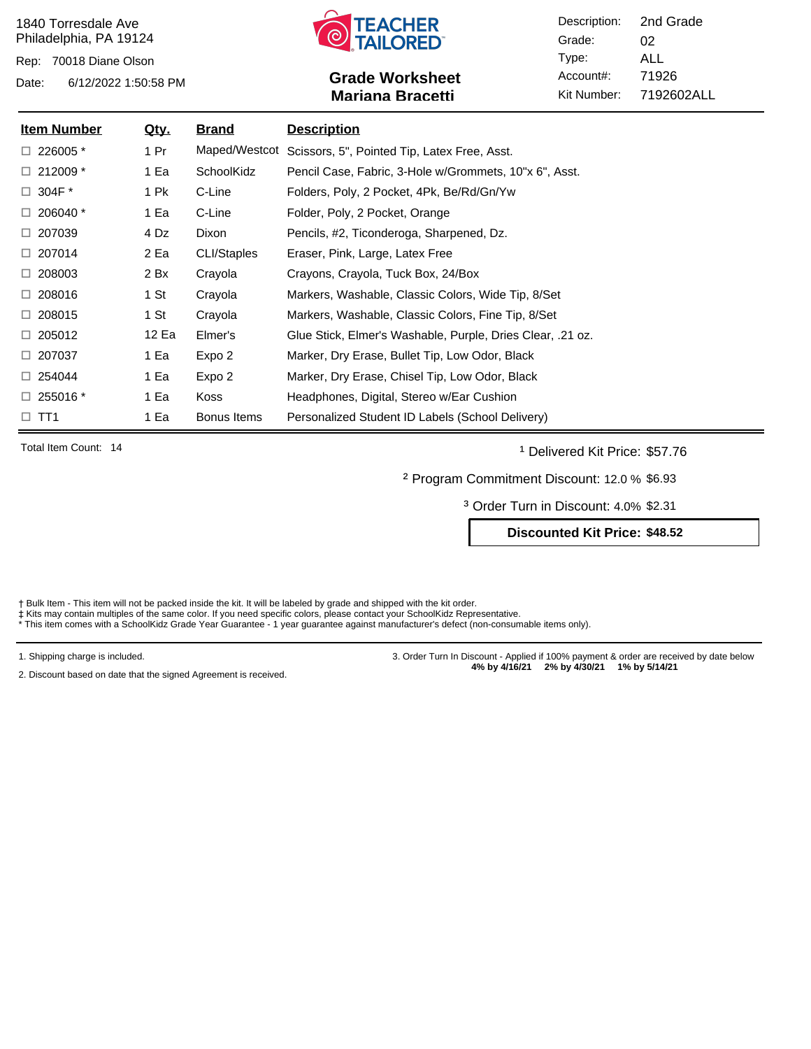1840 Torresdale Ave
Philadelphia, PA 19124

Rep: 70018 Diane Olson

Date: 6/12/2022 1:50:58 PM

TEACHER TAILORED

## Grade Worksheet
## Mariana Bracetti

Description: 2nd Grade
Grade: 02
Type: ALL
Account#: 71926
Kit Number: 7192602ALL

| Item Number | Qty. | Brand | Description |
|---|---|---|---|
| ☐ 226005 * | 1 Pr | Maped/Westcot | Scissors, 5", Pointed Tip, Latex Free, Asst. |
| ☐ 212009 * | 1 Ea | SchoolKidz | Pencil Case, Fabric, 3-Hole w/Grommets, 10"x 6", Asst. |
| ☐ 304F * | 1 Pk | C-Line | Folders, Poly, 2 Pocket, 4Pk, Be/Rd/Gn/Yw |
| ☐ 206040 * | 1 Ea | C-Line | Folder, Poly, 2 Pocket, Orange |
| ☐ 207039 | 4 Dz | Dixon | Pencils, #2, Ticonderoga, Sharpened, Dz. |
| ☐ 207014 | 2 Ea | CLI/Staples | Eraser, Pink, Large, Latex Free |
| ☐ 208003 | 2 Bx | Crayola | Crayons, Crayola, Tuck Box, 24/Box |
| ☐ 208016 | 1 St | Crayola | Markers, Washable, Classic Colors, Wide Tip, 8/Set |
| ☐ 208015 | 1 St | Crayola | Markers, Washable, Classic Colors, Fine Tip, 8/Set |
| ☐ 205012 | 12 Ea | Elmer's | Glue Stick, Elmer's Washable, Purple, Dries Clear, .21 oz. |
| ☐ 207037 | 1 Ea | Expo 2 | Marker, Dry Erase, Bullet Tip, Low Odor, Black |
| ☐ 254044 | 1 Ea | Expo 2 | Marker, Dry Erase, Chisel Tip, Low Odor, Black |
| ☐ 255016 * | 1 Ea | Koss | Headphones, Digital, Stereo w/Ear Cushion |
| ☐ TT1 | 1 Ea | Bonus Items | Personalized Student ID Labels (School Delivery) |

Total Item Count: 14

[1] Delivered Kit Price: $57.76

[2] Program Commitment Discount: 12.0 % $6.93

[3] Order Turn in Discount: 4.0% $2.31

**Discounted Kit Price: $48.52**

† Bulk Item - This item will not be packed inside the kit. It will be labeled by grade and shipped with the kit order.
‡ Kits may contain multiples of the same color. If you need specific colors, please contact your SchoolKidz Representative.
* This item comes with a SchoolKidz Grade Year Guarantee - 1 year guarantee against manufacturer's defect (non-consumable items only).

1. Shipping charge is included.

2. Discount based on date that the signed Agreement is received.

3. Order Turn In Discount - Applied if 100% payment & order are received by date below
**4% by 4/16/21 2% by 4/30/21 1% by 5/14/21**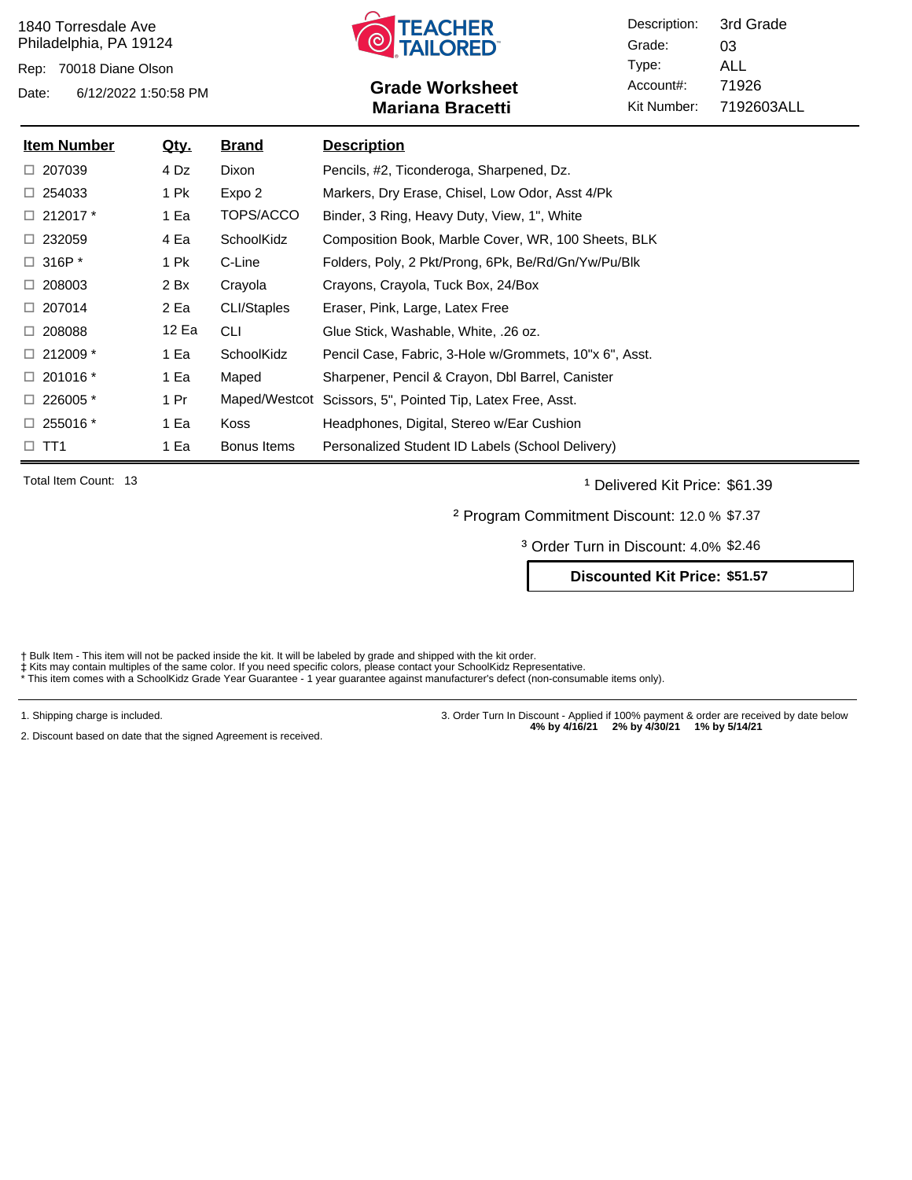1840 Torresdale Ave
Philadelphia, PA 19124

Rep: 70018 Diane Olson

Date: 6/12/2022 1:50:58 PM

TEACHER TAILORED

## Grade Worksheet
## Mariana Bracetti

| | |
|---|---|
| Description: | 3rd Grade |
| Grade: | 03 |
| Type: | ALL |
| Account#: | 71926 |
| Kit Number: | 7192603ALL |

| Item Number | Qty. | Brand | Description |
|---|---|---|---|
| ☐ 207039 | 4 Dz | Dixon | Pencils, #2, Ticonderoga, Sharpened, Dz. |
| ☐ 254033 | 1 Pk | Expo 2 | Markers, Dry Erase, Chisel, Low Odor, Asst 4/Pk |
| ☐ 212017 * | 1 Ea | TOPS/ACCO | Binder, 3 Ring, Heavy Duty, View, 1", White |
| ☐ 232059 | 4 Ea | SchoolKidz | Composition Book, Marble Cover, WR, 100 Sheets, BLK |
| ☐ 316P * | 1 Pk | C-Line | Folders, Poly, 2 Pkt/Prong, 6Pk, Be/Rd/Gn/Yw/Pu/Blk |
| ☐ 208003 | 2 Bx | Crayola | Crayons, Crayola, Tuck Box, 24/Box |
| ☐ 207014 | 2 Ea | CLI/Staples | Eraser, Pink, Large, Latex Free |
| ☐ 208088 | 12 Ea | CLI | Glue Stick, Washable, White, .26 oz. |
| ☐ 212009 * | 1 Ea | SchoolKidz | Pencil Case, Fabric, 3-Hole w/Grommets, 10"x 6", Asst. |
| ☐ 201016 * | 1 Ea | Maped | Sharpener, Pencil & Crayon, Dbl Barrel, Canister |
| ☐ 226005 * | 1 Pr | Maped/Westcot | Scissors, 5", Pointed Tip, Latex Free, Asst. |
| ☐ 255016 * | 1 Ea | Koss | Headphones, Digital, Stereo w/Ear Cushion |
| ☐ TT1 | 1 Ea | Bonus Items | Personalized Student ID Labels (School Delivery) |

Total Item Count: 13

[1] Delivered Kit Price: $61.39

[2] Program Commitment Discount: 12.0 % $7.37

[3] Order Turn in Discount: 4.0% $2.46

**Discounted Kit Price: $51.57**

† Bulk Item - This item will not be packed inside the kit. It will be labeled by grade and shipped with the kit order.
‡ Kits may contain multiples of the same color. If you need specific colors, please contact your SchoolKidz Representative.
* This item comes with a SchoolKidz Grade Year Guarantee - 1 year guarantee against manufacturer's defect (non-consumable items only).

1. Shipping charge is included.

2. Discount based on date that the signed Agreement is received.

3. Order Turn In Discount - Applied if 100% payment & order are received by date below
**4% by 4/16/21 2% by 4/30/21 1% by 5/14/21**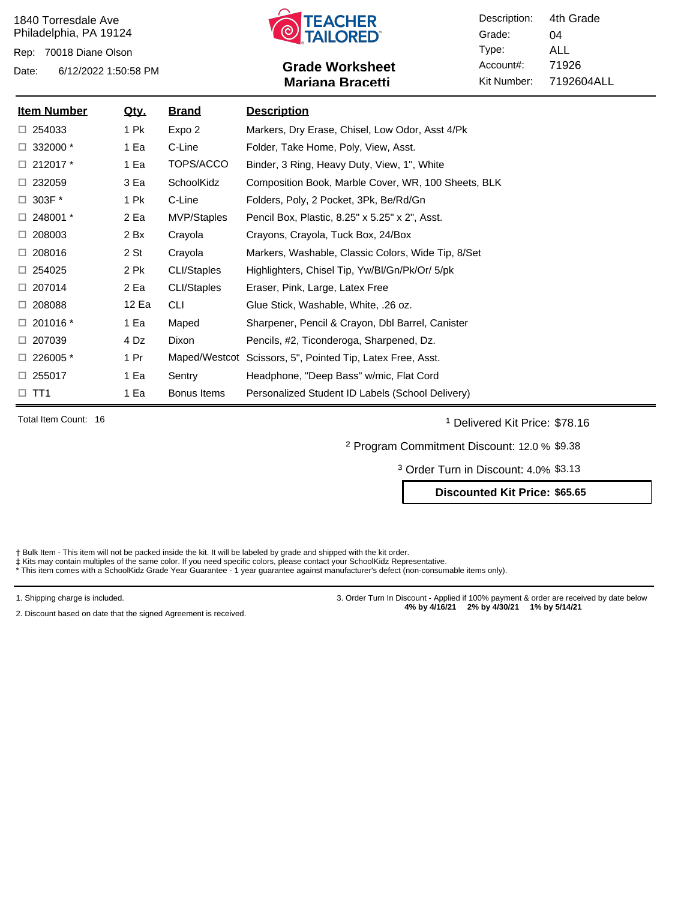1840 Torresdale Ave
Philadelphia, PA 19124

Rep: 70018 Diane Olson

Date: 6/12/2022 1:50:58 PM

TEACHER TAILORED

## Grade Worksheet
## Mariana Bracetti

| | |
|---|---|
| Description: | 4th Grade |
| Grade: | 04 |
| Type: | ALL |
| Account#: | 71926 |
| Kit Number: | 7192604ALL |

| Item Number | Qty. | Brand | Description |
|---|---|---|---|
| ☐ 254033 | 1 Pk | Expo 2 | Markers, Dry Erase, Chisel, Low Odor, Asst 4/Pk |
| ☐ 332000 * | 1 Ea | C-Line | Folder, Take Home, Poly, View, Asst. |
| ☐ 212017 * | 1 Ea | TOPS/ACCO | Binder, 3 Ring, Heavy Duty, View, 1", White |
| ☐ 232059 | 3 Ea | SchoolKidz | Composition Book, Marble Cover, WR, 100 Sheets, BLK |
| ☐ 303F * | 1 Pk | C-Line | Folders, Poly, 2 Pocket, 3Pk, Be/Rd/Gn |
| ☐ 248001 * | 2 Ea | MVP/Staples | Pencil Box, Plastic, 8.25" x 5.25" x 2", Asst. |
| ☐ 208003 | 2 Bx | Crayola | Crayons, Crayola, Tuck Box, 24/Box |
| ☐ 208016 | 2 St | Crayola | Markers, Washable, Classic Colors, Wide Tip, 8/Set |
| ☐ 254025 | 2 Pk | CLI/Staples | Highlighters, Chisel Tip, Yw/Bl/Gn/Pk/Or/ 5/pk |
| ☐ 207014 | 2 Ea | CLI/Staples | Eraser, Pink, Large, Latex Free |
| ☐ 208088 | 12 Ea | CLI | Glue Stick, Washable, White, .26 oz. |
| ☐ 201016 * | 1 Ea | Maped | Sharpener, Pencil & Crayon, Dbl Barrel, Canister |
| ☐ 207039 | 4 Dz | Dixon | Pencils, #2, Ticonderoga, Sharpened, Dz. |
| ☐ 226005 * | 1 Pr | Maped/Westcot | Scissors, 5", Pointed Tip, Latex Free, Asst. |
| ☐ 255017 | 1 Ea | Sentry | Headphone, "Deep Bass" w/mic, Flat Cord |
| ☐ TT1 | 1 Ea | Bonus Items | Personalized Student ID Labels (School Delivery) |

Total Item Count: 16

[1] Delivered Kit Price: $78.16

[2] Program Commitment Discount: 12.0 % $9.38

[3] Order Turn in Discount: 4.0% $3.13

**Discounted Kit Price: $65.65**

† Bulk Item - This item will not be packed inside the kit. It will be labeled by grade and shipped with the kit order.
‡ Kits may contain multiples of the same color. If you need specific colors, please contact your SchoolKidz Representative.
* This item comes with a SchoolKidz Grade Year Guarantee - 1 year guarantee against manufacturer's defect (non-consumable items only).

1. Shipping charge is included.

2. Discount based on date that the signed Agreement is received.

3. Order Turn In Discount - Applied if 100% payment & order are received by date below
**4% by 4/16/21 2% by 4/30/21 1% by 5/14/21**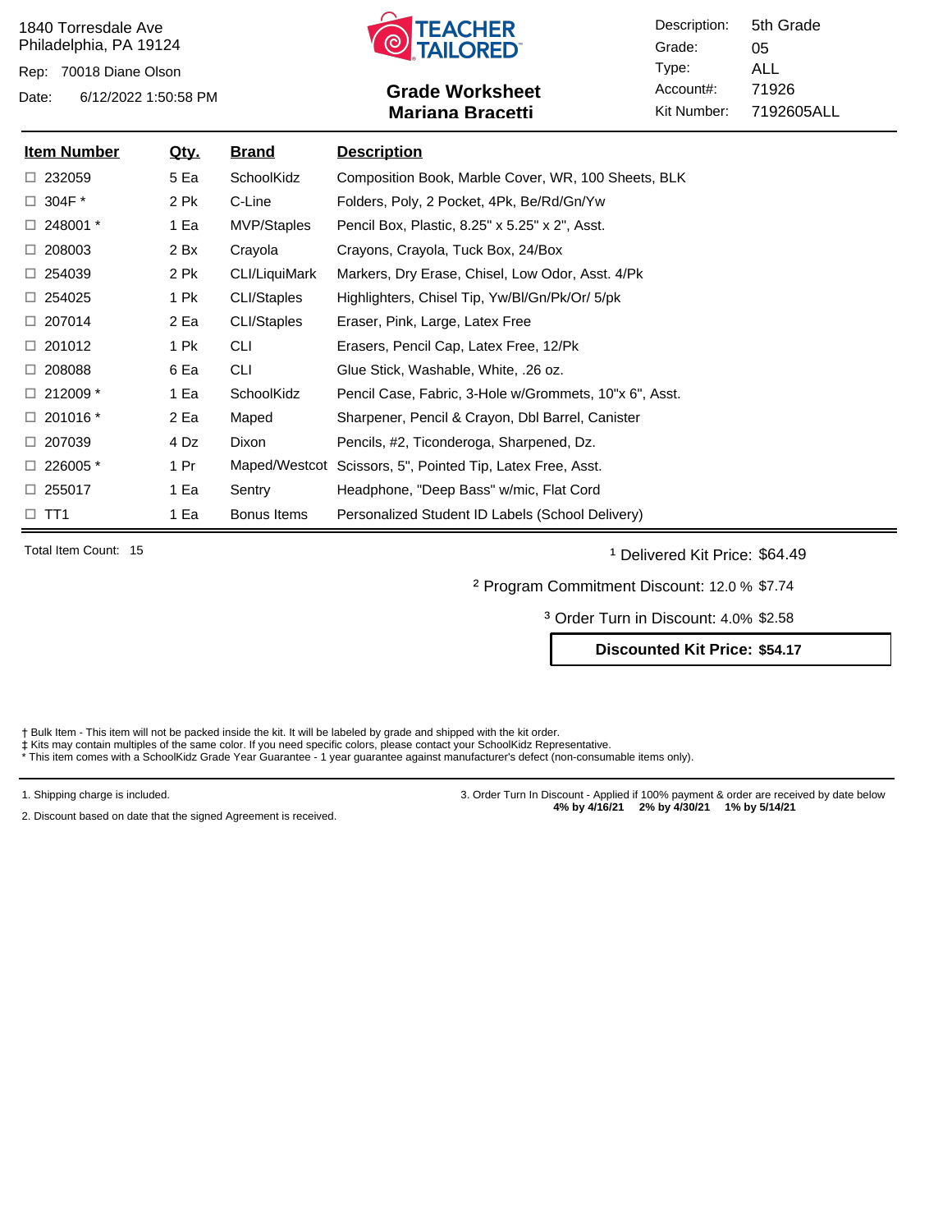1840 Torresdale Ave
Philadelphia, PA 19124

Rep: 70018 Diane Olson

Date: 6/12/2022 1:50:58 PM

TEACHER TAILORED

## Grade Worksheet
## Mariana Bracetti

| | |
|---|---|
| Description: | 5th Grade |
| Grade: | 05 |
| Type: | ALL |
| Account#: | 71926 |
| Kit Number: | 7192605ALL |

| Item Number | Qty. | Brand | Description |
|---|---|---|---|
| ☐ 232059 | 5 Ea | SchoolKidz | Composition Book, Marble Cover, WR, 100 Sheets, BLK |
| ☐ 304F * | 2 Pk | C-Line | Folders, Poly, 2 Pocket, 4Pk, Be/Rd/Gn/Yw |
| ☐ 248001 * | 1 Ea | MVP/Staples | Pencil Box, Plastic, 8.25" x 5.25" x 2", Asst. |
| ☐ 208003 | 2 Bx | Crayola | Crayons, Crayola, Tuck Box, 24/Box |
| ☐ 254039 | 2 Pk | CLI/LiquiMark | Markers, Dry Erase, Chisel, Low Odor, Asst. 4/Pk |
| ☐ 254025 | 1 Pk | CLI/Staples | Highlighters, Chisel Tip, Yw/Bl/Gn/Pk/Or/ 5/pk |
| ☐ 207014 | 2 Ea | CLI/Staples | Eraser, Pink, Large, Latex Free |
| ☐ 201012 | 1 Pk | CLI | Erasers, Pencil Cap, Latex Free, 12/Pk |
| ☐ 208088 | 6 Ea | CLI | Glue Stick, Washable, White, .26 oz. |
| ☐ 212009 * | 1 Ea | SchoolKidz | Pencil Case, Fabric, 3-Hole w/Grommets, 10"x 6", Asst. |
| ☐ 201016 * | 2 Ea | Maped | Sharpener, Pencil & Crayon, Dbl Barrel, Canister |
| ☐ 207039 | 4 Dz | Dixon | Pencils, #2, Ticonderoga, Sharpened, Dz. |
| ☐ 226005 * | 1 Pr | Maped/Westcot | Scissors, 5", Pointed Tip, Latex Free, Asst. |
| ☐ 255017 | 1 Ea | Sentry | Headphone, "Deep Bass" w/mic, Flat Cord |
| ☐ TT1 | 1 Ea | Bonus Items | Personalized Student ID Labels (School Delivery) |

Total Item Count: 15

[1] Delivered Kit Price: $64.49

[2] Program Commitment Discount: 12.0 % $7.74

[3] Order Turn in Discount: 4.0% $2.58

**Discounted Kit Price: $54.17**

† Bulk Item - This item will not be packed inside the kit. It will be labeled by grade and shipped with the kit order.
‡ Kits may contain multiples of the same color. If you need specific colors, please contact your SchoolKidz Representative.
* This item comes with a SchoolKidz Grade Year Guarantee - 1 year guarantee against manufacturer's defect (non-consumable items only).

1. Shipping charge is included.

2. Discount based on date that the signed Agreement is received.

3. Order Turn In Discount - Applied if 100% payment & order are received by date below
**4% by 4/16/21 2% by 4/30/21 1% by 5/14/21**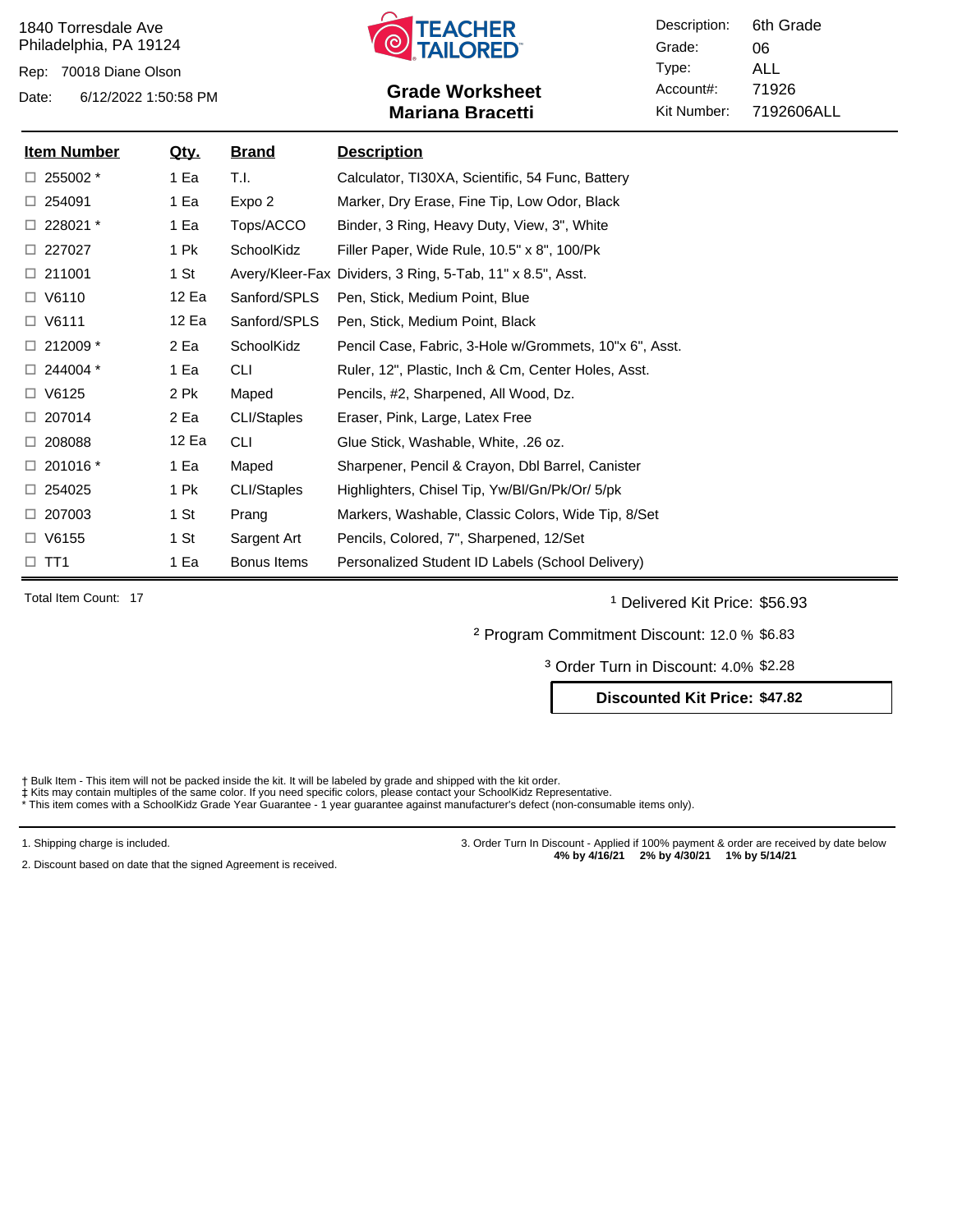1840 Torresdale Ave
Philadelphia, PA 19124

Rep: 70018 Diane Olson

Date: 6/12/2022 1:50:58 PM

TEACHER TAILORED

## Grade Worksheet
## Mariana Bracetti

| | |
|---|---|
| Description: | 6th Grade |
| Grade: | 06 |
| Type: | ALL |
| Account#: | 71926 |
| Kit Number: | 7192606ALL |

| Item Number | Qty. | Brand | Description |
|---|---|---|---|
| ☐ 255002 * | 1 Ea | T.I. | Calculator, TI30XA, Scientific, 54 Func, Battery |
| ☐ 254091 | 1 Ea | Expo 2 | Marker, Dry Erase, Fine Tip, Low Odor, Black |
| ☐ 228021 * | 1 Ea | Tops/ACCO | Binder, 3 Ring, Heavy Duty, View, 3", White |
| ☐ 227027 | 1 Pk | SchoolKidz | Filler Paper, Wide Rule, 10.5" x 8", 100/Pk |
| ☐ 211001 | 1 St | Avery/Kleer-Fax | Dividers, 3 Ring, 5-Tab, 11" x 8.5", Asst. |
| ☐ V6110 | 12 Ea | Sanford/SPLS | Pen, Stick, Medium Point, Blue |
| ☐ V6111 | 12 Ea | Sanford/SPLS | Pen, Stick, Medium Point, Black |
| ☐ 212009 * | 2 Ea | SchoolKidz | Pencil Case, Fabric, 3-Hole w/Grommets, 10"x 6", Asst. |
| ☐ 244004 * | 1 Ea | CLI | Ruler, 12", Plastic, Inch & Cm, Center Holes, Asst. |
| ☐ V6125 | 2 Pk | Maped | Pencils, #2, Sharpened, All Wood, Dz. |
| ☐ 207014 | 2 Ea | CLI/Staples | Eraser, Pink, Large, Latex Free |
| ☐ 208088 | 12 Ea | CLI | Glue Stick, Washable, White, .26 oz. |
| ☐ 201016 * | 1 Ea | Maped | Sharpener, Pencil & Crayon, Dbl Barrel, Canister |
| ☐ 254025 | 1 Pk | CLI/Staples | Highlighters, Chisel Tip, Yw/Bl/Gn/Pk/Or/ 5/pk |
| ☐ 207003 | 1 St | Prang | Markers, Washable, Classic Colors, Wide Tip, 8/Set |
| ☐ V6155 | 1 St | Sargent Art | Pencils, Colored, 7", Sharpened, 12/Set |
| ☐ TT1 | 1 Ea | Bonus Items | Personalized Student ID Labels (School Delivery) |

Total Item Count: 17

[1] Delivered Kit Price: $56.93

[2] Program Commitment Discount: 12.0 % $6.83

[3] Order Turn in Discount: 4.0% $2.28

**Discounted Kit Price: $47.82**

† Bulk Item - This item will not be packed inside the kit. It will be labeled by grade and shipped with the kit order.
‡ Kits may contain multiples of the same color. If you need specific colors, please contact your SchoolKidz Representative.
* This item comes with a SchoolKidz Grade Year Guarantee - 1 year guarantee against manufacturer's defect (non-consumable items only).

1. Shipping charge is included.

2. Discount based on date that the signed Agreement is received.

3. Order Turn In Discount - Applied if 100% payment & order are received by date below
**4% by 4/16/21 2% by 4/30/21 1% by 5/14/21**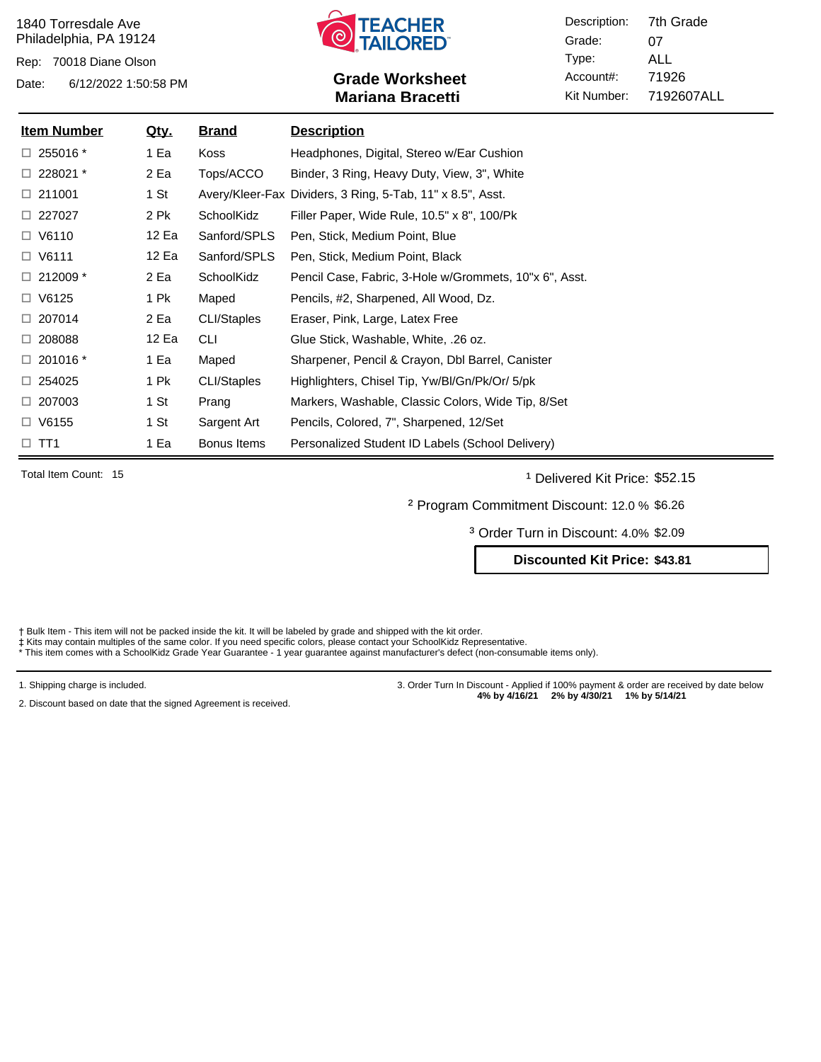1840 Torresdale Ave
Philadelphia, PA 19124

Rep: 70018 Diane Olson

Date: 6/12/2022 1:50:58 PM

TEACHER TAILORED

## Grade Worksheet
## Mariana Bracetti

| | |
|---|---|
| Description: | 7th Grade |
| Grade: | 07 |
| Type: | ALL |
| Account#: | 71926 |
| Kit Number: | 7192607ALL |

| Item Number | Qty. | Brand | Description |
|---|---|---|---|
| ☐ 255016 * | 1 Ea | Koss | Headphones, Digital, Stereo w/Ear Cushion |
| ☐ 228021 * | 2 Ea | Tops/ACCO | Binder, 3 Ring, Heavy Duty, View, 3", White |
| ☐ 211001 | 1 St | Avery/Kleer-Fax | Dividers, 3 Ring, 5-Tab, 11" x 8.5", Asst. |
| ☐ 227027 | 2 Pk | SchoolKidz | Filler Paper, Wide Rule, 10.5" x 8", 100/Pk |
| ☐ V6110 | 12 Ea | Sanford/SPLS | Pen, Stick, Medium Point, Blue |
| ☐ V6111 | 12 Ea | Sanford/SPLS | Pen, Stick, Medium Point, Black |
| ☐ 212009 * | 2 Ea | SchoolKidz | Pencil Case, Fabric, 3-Hole w/Grommets, 10"x 6", Asst. |
| ☐ V6125 | 1 Pk | Maped | Pencils, #2, Sharpened, All Wood, Dz. |
| ☐ 207014 | 2 Ea | CLI/Staples | Eraser, Pink, Large, Latex Free |
| ☐ 208088 | 12 Ea | CLI | Glue Stick, Washable, White, .26 oz. |
| ☐ 201016 * | 1 Ea | Maped | Sharpener, Pencil & Crayon, Dbl Barrel, Canister |
| ☐ 254025 | 1 Pk | CLI/Staples | Highlighters, Chisel Tip, Yw/Bl/Gn/Pk/Or/ 5/pk |
| ☐ 207003 | 1 St | Prang | Markers, Washable, Classic Colors, Wide Tip, 8/Set |
| ☐ V6155 | 1 St | Sargent Art | Pencils, Colored, 7", Sharpened, 12/Set |
| ☐ TT1 | 1 Ea | Bonus Items | Personalized Student ID Labels (School Delivery) |

Total Item Count: 15

[1] Delivered Kit Price: $52.15

[2] Program Commitment Discount: 12.0 % $6.26

[3] Order Turn in Discount: 4.0% $2.09

**Discounted Kit Price: $43.81**

† Bulk Item - This item will not be packed inside the kit. It will be labeled by grade and shipped with the kit order.
‡ Kits may contain multiples of the same color. If you need specific colors, please contact your SchoolKidz Representative.
* This item comes with a SchoolKidz Grade Year Guarantee - 1 year guarantee against manufacturer's defect (non-consumable items only).

1. Shipping charge is included.

2. Discount based on date that the signed Agreement is received.

3. Order Turn In Discount - Applied if 100% payment & order are received by date below
**4% by 4/16/21 2% by 4/30/21 1% by 5/14/21**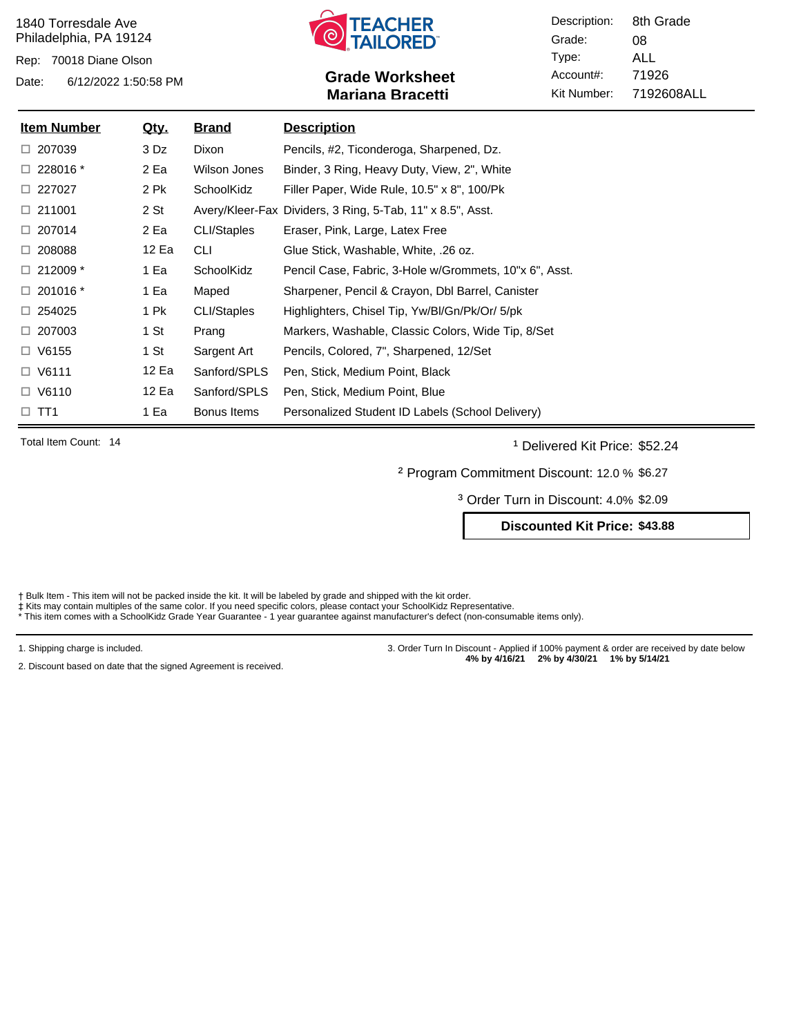1840 Torresdale Ave
Philadelphia, PA 19124

Rep: 70018 Diane Olson

Date: 6/12/2022 1:50:58 PM

TEACHER TAILORED

## Grade Worksheet
## Mariana Bracetti

Description: 8th Grade
Grade: 08
Type: ALL
Account#: 71926
Kit Number: 7192608ALL

| Item Number | Qty. | Brand | Description |
|---|---|---|---|
| ☐ 207039 | 3 Dz | Dixon | Pencils, #2, Ticonderoga, Sharpened, Dz. |
| ☐ 228016 * | 2 Ea | Wilson Jones | Binder, 3 Ring, Heavy Duty, View, 2", White |
| ☐ 227027 | 2 Pk | SchoolKidz | Filler Paper, Wide Rule, 10.5" x 8", 100/Pk |
| ☐ 211001 | 2 St | Avery/Kleer-Fax | Dividers, 3 Ring, 5-Tab, 11" x 8.5", Asst. |
| ☐ 207014 | 2 Ea | CLI/Staples | Eraser, Pink, Large, Latex Free |
| ☐ 208088 | 12 Ea | CLI | Glue Stick, Washable, White, .26 oz. |
| ☐ 212009 * | 1 Ea | SchoolKidz | Pencil Case, Fabric, 3-Hole w/Grommets, 10"x 6", Asst. |
| ☐ 201016 * | 1 Ea | Maped | Sharpener, Pencil & Crayon, Dbl Barrel, Canister |
| ☐ 254025 | 1 Pk | CLI/Staples | Highlighters, Chisel Tip, Yw/Bl/Gn/Pk/Or/ 5/pk |
| ☐ 207003 | 1 St | Prang | Markers, Washable, Classic Colors, Wide Tip, 8/Set |
| ☐ V6155 | 1 St | Sargent Art | Pencils, Colored, 7", Sharpened, 12/Set |
| ☐ V6111 | 12 Ea | Sanford/SPLS | Pen, Stick, Medium Point, Black |
| ☐ V6110 | 12 Ea | Sanford/SPLS | Pen, Stick, Medium Point, Blue |
| ☐ TT1 | 1 Ea | Bonus Items | Personalized Student ID Labels (School Delivery) |

Total Item Count: 14

[1] Delivered Kit Price: $52.24

[2] Program Commitment Discount: 12.0 % $6.27

[3] Order Turn in Discount: 4.0% $2.09

**Discounted Kit Price: $43.88**

† Bulk Item - This item will not be packed inside the kit. It will be labeled by grade and shipped with the kit order.
‡ Kits may contain multiples of the same color. If you need specific colors, please contact your SchoolKidz Representative.
* This item comes with a SchoolKidz Grade Year Guarantee - 1 year guarantee against manufacturer's defect (non-consumable items only).

1. Shipping charge is included.

2. Discount based on date that the signed Agreement is received.

3. Order Turn In Discount - Applied if 100% payment & order are received by date below
**4% by 4/16/21 2% by 4/30/21 1% by 5/14/21**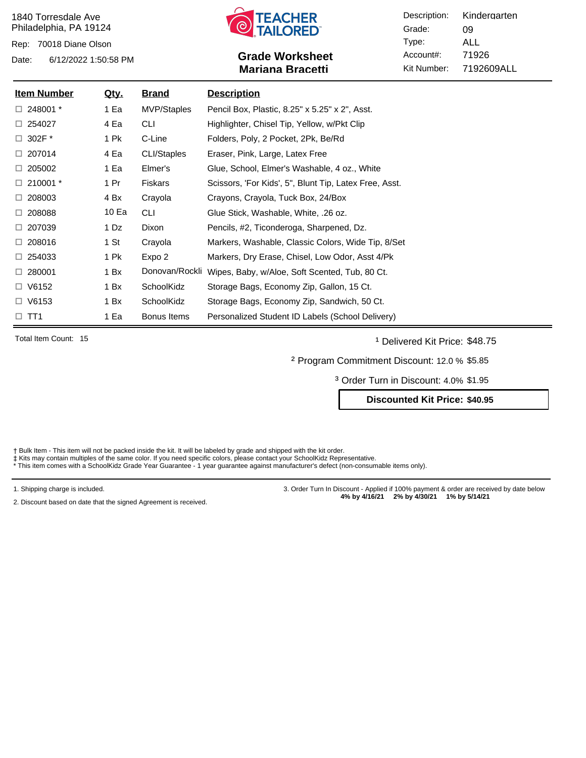1840 Torresdale Ave
Philadelphia, PA 19124

Rep: 70018 Diane Olson

Date: 6/12/2022 1:50:58 PM

TEACHER TAILORED

**Grade Worksheet**
**Mariana Bracetti**

| | |
|---|---|
| Description: | Kindergarten |
| Grade: | 09 |
| Type: | ALL |
| Account#: | 71926 |
| Kit Number: | 7192609ALL |

| Item Number | Qty. | Brand | Description |
|---|---|---|---|
| ☐ 248001 * | 1 Ea | MVP/Staples | Pencil Box, Plastic, 8.25" x 5.25" x 2", Asst. |
| ☐ 254027 | 4 Ea | CLI | Highlighter, Chisel Tip, Yellow, w/Pkt Clip |
| ☐ 302F * | 1 Pk | C-Line | Folders, Poly, 2 Pocket, 2Pk, Be/Rd |
| ☐ 207014 | 4 Ea | CLI/Staples | Eraser, Pink, Large, Latex Free |
| ☐ 205002 | 1 Ea | Elmer's | Glue, School, Elmer's Washable, 4 oz., White |
| ☐ 210001 * | 1 Pr | Fiskars | Scissors, 'For Kids', 5", Blunt Tip, Latex Free, Asst. |
| ☐ 208003 | 4 Bx | Crayola | Crayons, Crayola, Tuck Box, 24/Box |
| ☐ 208088 | 10 Ea | CLI | Glue Stick, Washable, White, .26 oz. |
| ☐ 207039 | 1 Dz | Dixon | Pencils, #2, Ticonderoga, Sharpened, Dz. |
| ☐ 208016 | 1 St | Crayola | Markers, Washable, Classic Colors, Wide Tip, 8/Set |
| ☐ 254033 | 1 Pk | Expo 2 | Markers, Dry Erase, Chisel, Low Odor, Asst 4/Pk |
| ☐ 280001 | 1 Bx | Donovan/Rockli | Wipes, Baby, w/Aloe, Soft Scented, Tub, 80 Ct. |
| ☐ V6152 | 1 Bx | SchoolKidz | Storage Bags, Economy Zip, Gallon, 15 Ct. |
| ☐ V6153 | 1 Bx | SchoolKidz | Storage Bags, Economy Zip, Sandwich, 50 Ct. |
| ☐ TT1 | 1 Ea | Bonus Items | Personalized Student ID Labels (School Delivery) |

Total Item Count: 15

[1] Delivered Kit Price: $48.75

[2] Program Commitment Discount: 12.0 % $5.85

[3] Order Turn in Discount: 4.0% $1.95

**Discounted Kit Price: $40.95**

† Bulk Item - This item will not be packed inside the kit. It will be labeled by grade and shipped with the kit order.
‡ Kits may contain multiples of the same color. If you need specific colors, please contact your SchoolKidz Representative.
* This item comes with a SchoolKidz Grade Year Guarantee - 1 year guarantee against manufacturer's defect (non-consumable items only).

1. Shipping charge is included.

2. Discount based on date that the signed Agreement is received.

3. Order Turn In Discount - Applied if 100% payment & order are received by date below
**4% by 4/16/21 2% by 4/30/21 1% by 5/14/21**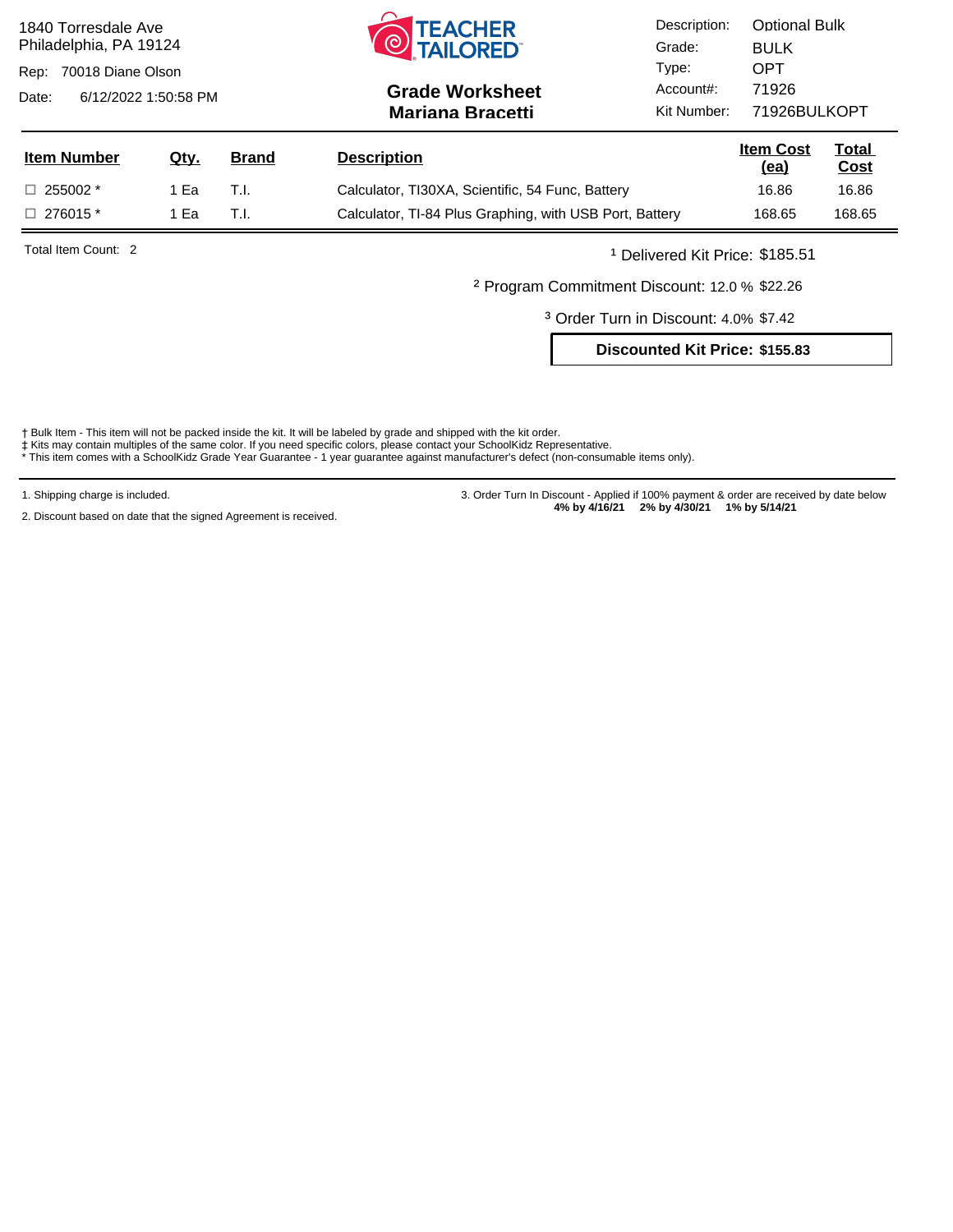1840 Torresdale Ave
Philadelphia, PA 19124

Rep: 70018 Diane Olson

Date: 6/12/2022 1:50:58 PM

TEACHER TAILORED

## Grade Worksheet
## Mariana Bracetti

Description: Optional Bulk
Grade: BULK
Type: OPT
Account#: 71926
Kit Number: 71926BULKOPT

| Item Number | Qty. | Brand | Description | Item Cost (ea) | Total Cost |
|---|---|---|---|---|---|
| ☐ 255002 * | 1 Ea | T.I. | Calculator, TI30XA, Scientific, 54 Func, Battery | 16.86 | 16.86 |
| ☐ 276015 * | 1 Ea | T.I. | Calculator, TI-84 Plus Graphing, with USB Port, Battery | 168.65 | 168.65 |

Total Item Count: 2

[1] Delivered Kit Price: $185.51

[2] Program Commitment Discount: 12.0 % $22.26

[3] Order Turn in Discount: 4.0% $7.42

**Discounted Kit Price: $155.83**

† Bulk Item - This item will not be packed inside the kit. It will be labeled by grade and shipped with the kit order.
‡ Kits may contain multiples of the same color. If you need specific colors, please contact your SchoolKidz Representative.
* This item comes with a SchoolKidz Grade Year Guarantee - 1 year guarantee against manufacturer's defect (non-consumable items only).

1. Shipping charge is included.

2. Discount based on date that the signed Agreement is received.

3. Order Turn In Discount - Applied if 100% payment & order are received by date below
**4% by 4/16/21 2% by 4/30/21 1% by 5/14/21**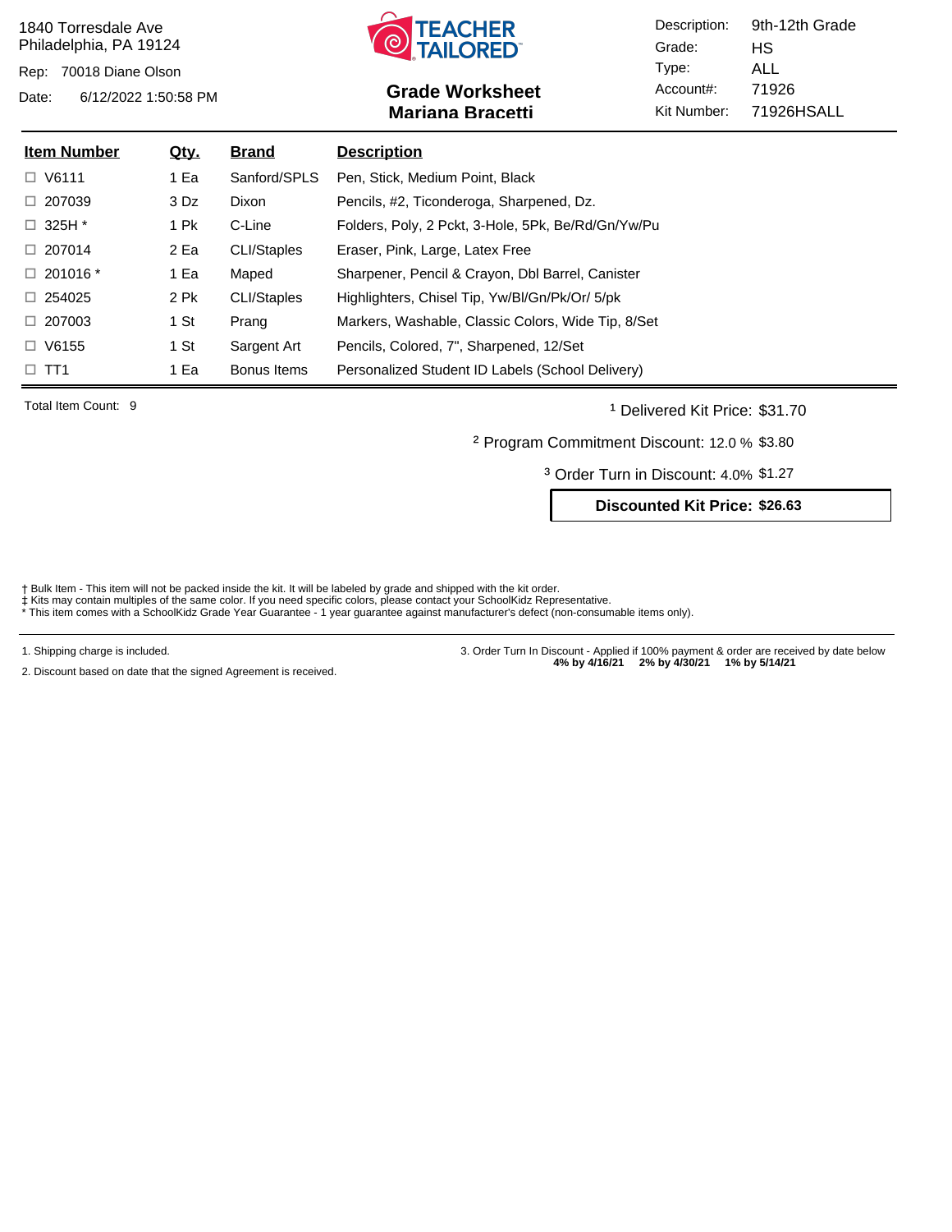1840 Torresdale Ave
Philadelphia, PA 19124

Rep: 70018 Diane Olson

Date: 6/12/2022 1:50:58 PM

TEACHER TAILORED

**Grade Worksheet**
**Mariana Bracetti**

| | |
|---|---|
| Description: | 9th-12th Grade |
| Grade: | HS |
| Type: | ALL |
| Account#: | 71926 |
| Kit Number: | 71926HSALL |

| Item Number | Qty. | Brand | Description |
|---|---|---|---|
| ☐ V6111 | 1 Ea | Sanford/SPLS | Pen, Stick, Medium Point, Black |
| ☐ 207039 | 3 Dz | Dixon | Pencils, #2, Ticonderoga, Sharpened, Dz. |
| ☐ 325H * | 1 Pk | C-Line | Folders, Poly, 2 Pckt, 3-Hole, 5Pk, Be/Rd/Gn/Yw/Pu |
| ☐ 207014 | 2 Ea | CLI/Staples | Eraser, Pink, Large, Latex Free |
| ☐ 201016 * | 1 Ea | Maped | Sharpener, Pencil & Crayon, Dbl Barrel, Canister |
| ☐ 254025 | 2 Pk | CLI/Staples | Highlighters, Chisel Tip, Yw/Bl/Gn/Pk/Or/ 5/pk |
| ☐ 207003 | 1 St | Prang | Markers, Washable, Classic Colors, Wide Tip, 8/Set |
| ☐ V6155 | 1 St | Sargent Art | Pencils, Colored, 7", Sharpened, 12/Set |
| ☐ TT1 | 1 Ea | Bonus Items | Personalized Student ID Labels (School Delivery) |

Total Item Count: 9

[1] Delivered Kit Price: $31.70

[2] Program Commitment Discount: 12.0 % $3.80

[3] Order Turn in Discount: 4.0% $1.27

**Discounted Kit Price: $26.63**

† Bulk Item - This item will not be packed inside the kit. It will be labeled by grade and shipped with the kit order.
‡ Kits may contain multiples of the same color. If you need specific colors, please contact your SchoolKidz Representative.
* This item comes with a SchoolKidz Grade Year Guarantee - 1 year guarantee against manufacturer's defect (non-consumable items only).

1. Shipping charge is included.

2. Discount based on date that the signed Agreement is received.

3. Order Turn In Discount - Applied if 100% payment & order are received by date below
**4% by 4/16/21 2% by 4/30/21 1% by 5/14/21**